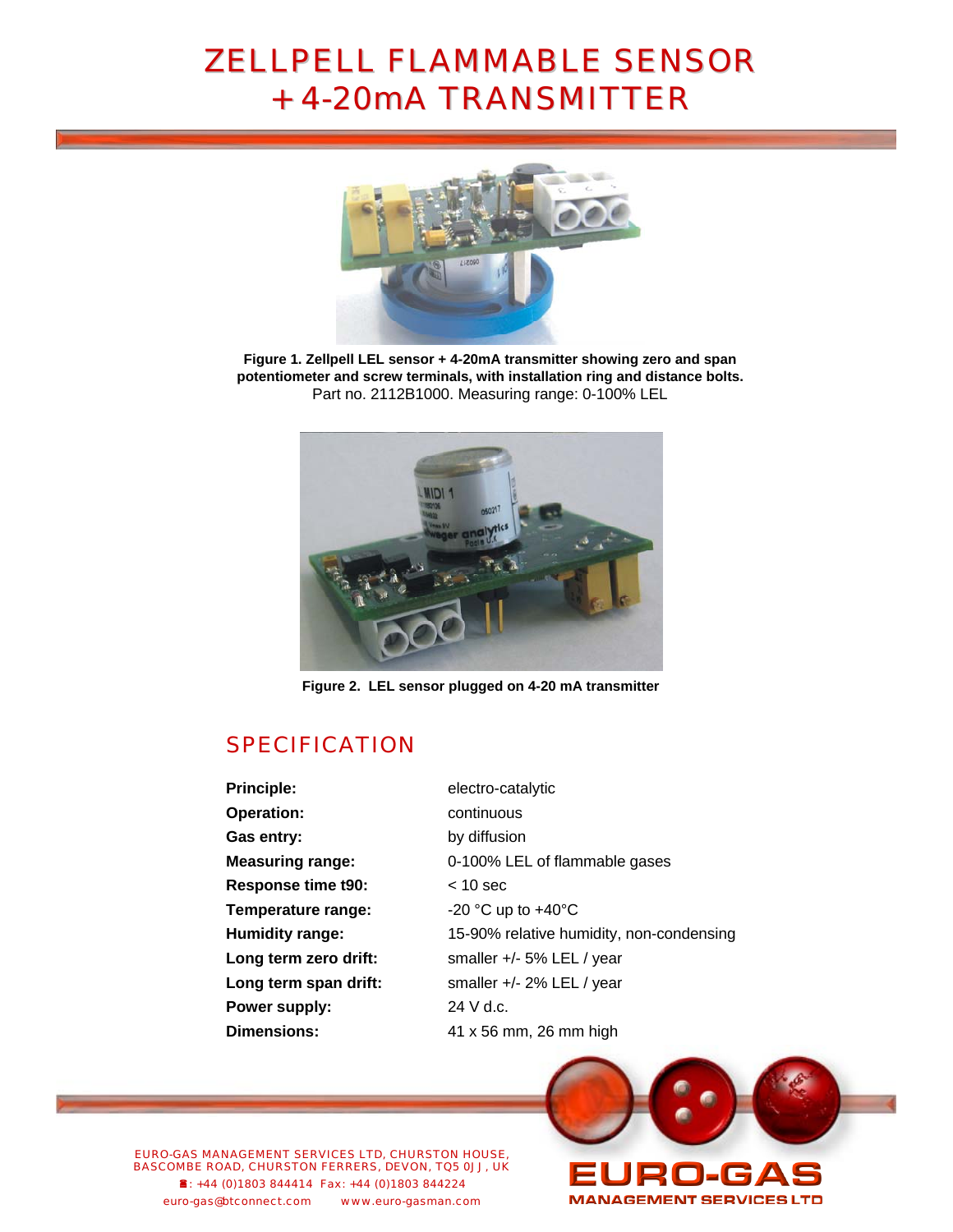# ZELLPELL FLAMMABLE SENSOR + 4-20mA TRANSMITTER

**Figure 1. Zellpell LEL sensor + 4-20mA transmitter showing zero and span potentiometer and screw terminals, with installation ring and distance bolts.**
Part no. 2112B1000. Measuring range: 0-100% LEL

**Figure 2. LEL sensor plugged on 4-20 mA transmitter**

## SPECIFICATION

| | |
|---|---|
| **Principle:** | electro-catalytic |
| **Operation:** | continuous |
| **Gas entry:** | by diffusion |
| **Measuring range:** | 0-100% LEL of flammable gases |
| **Response time t90:** | < 10 sec |
| **Temperature range:** | -20 °C up to +40°C |
| **Humidity range:** | 15-90% relative humidity, non-condensing |
| **Long term zero drift:** | smaller +/- 5% LEL / year |
| **Long term span drift:** | smaller +/- 2% LEL / year |
| **Power supply:** | 24 V d.c. |
| **Dimensions:** | 41 x 56 mm, 26 mm high |

EURO-GAS MANAGEMENT SERVICES LTD, CHURSTON HOUSE, BASCOMBE ROAD, CHURSTON FERRERS, DEVON, TQ5 0JJ, UK
☎: +44 (0)1803 844414 Fax: +44 (0)1803 844224
euro-gas@btconnect.com www.euro-gasman.com

EURO-GAS MANAGEMENT SERVICES LTD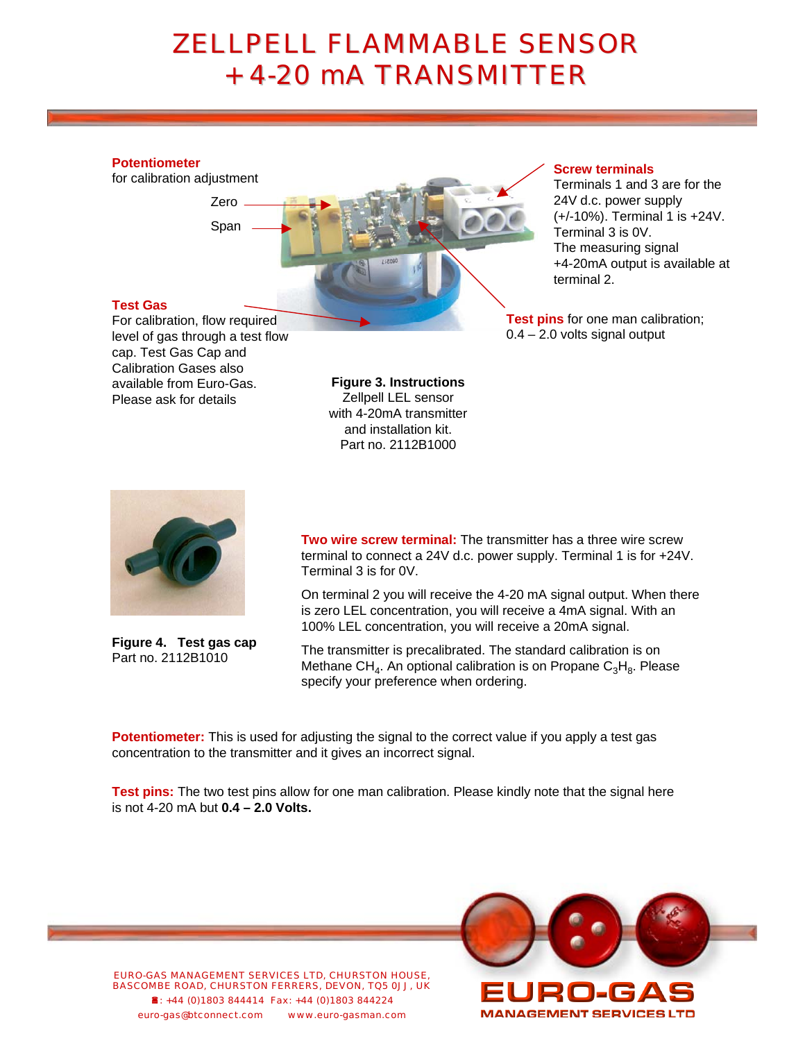# ZELLPELL FLAMMABLE SENSOR +4-20 mA TRANSMITTER

**Potentiometer**
for calibration adjustment

Zero

Span

**Test Gas**
For calibration, flow required level of gas through a test flow cap. Test Gas Cap and Calibration Gases also available from Euro-Gas. Please ask for details

**Screw terminals**
Terminals 1 and 3 are for the 24V d.c. power supply (+/-10%). Terminal 1 is +24V. Terminal 3 is 0V.
The measuring signal +4-20mA output is available at terminal 2.

**Test pins** for one man calibration; 0.4 – 2.0 volts signal output

**Figure 3. Instructions**
Zellpell LEL sensor with 4-20mA transmitter and installation kit.
Part no. 2112B1000

**Figure 4. Test gas cap**
Part no. 2112B1010

**Two wire screw terminal:** The transmitter has a three wire screw terminal to connect a 24V d.c. power supply. Terminal 1 is for +24V. Terminal 3 is for 0V.

On terminal 2 you will receive the 4-20 mA signal output. When there is zero LEL concentration, you will receive a 4mA signal. With an 100% LEL concentration, you will receive a 20mA signal.

The transmitter is precalibrated. The standard calibration is on Methane $CH_4$. An optional calibration is on Propane $C_3H_8$. Please specify your preference when ordering.

**Potentiometer:** This is used for adjusting the signal to the correct value if you apply a test gas concentration to the transmitter and it gives an incorrect signal.

**Test pins:** The two test pins allow for one man calibration. Please kindly note that the signal here is not 4-20 mA but **0.4 – 2.0 Volts.**

EURO-GAS MANAGEMENT SERVICES LTD, CHURSTON HOUSE, BASCOMBE ROAD, CHURSTON FERRERS, DEVON, TQ5 0JJ, UK
☎: +44 (0)1803 844414 Fax: +44 (0)1803 844224
euro-gas@btconnect.com www.euro-gasman.com

EURO-GAS MANAGEMENT SERVICES LTD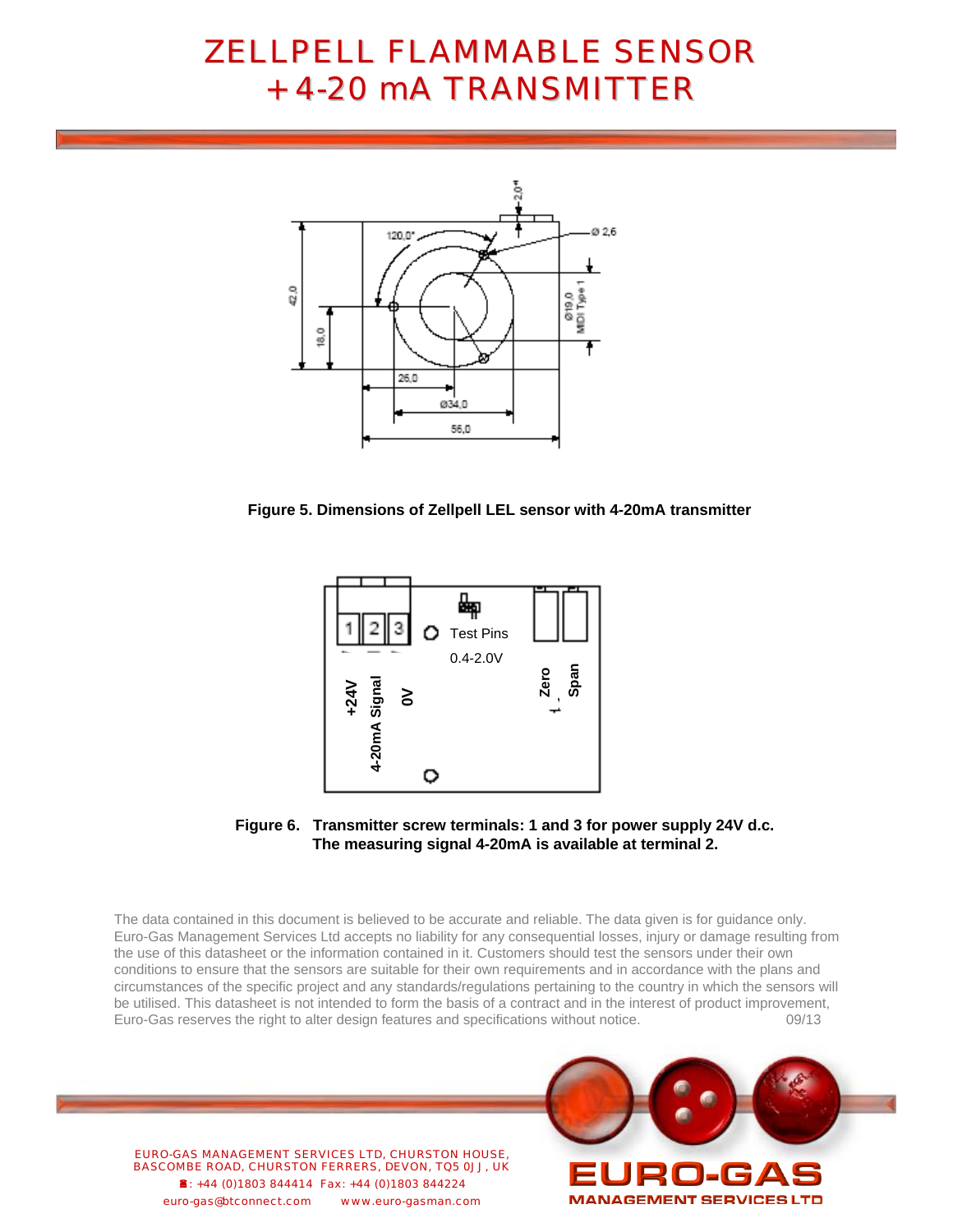# ZELLPELL FLAMMABLE SENSOR +4-20 mA TRANSMITTER

2,0*

120,0°

Ø 2,6

42,0

18,0

Ø19,0 MIDI Type 1

26,0

Ø34,0

56,0

**Figure 5. Dimensions of Zellpell LEL sensor with 4-20mA transmitter**

1 2 3

Test Pins

0.4-2.0V

+24V

4-20mA Signal

0V

Zero

Span

**Figure 6. Transmitter screw terminals: 1 and 3 for power supply 24V d.c. The measuring signal 4-20mA is available at terminal 2.**

The data contained in this document is believed to be accurate and reliable. The data given is for guidance only. Euro-Gas Management Services Ltd accepts no liability for any consequential losses, injury or damage resulting from the use of this datasheet or the information contained in it. Customers should test the sensors under their own conditions to ensure that the sensors are suitable for their own requirements and in accordance with the plans and circumstances of the specific project and any standards/regulations pertaining to the country in which the sensors will be utilised. This datasheet is not intended to form the basis of a contract and in the interest of product improvement, Euro-Gas reserves the right to alter design features and specifications without notice. 09/13

EURO-GAS MANAGEMENT SERVICES LTD, CHURSTON HOUSE, BASCOMBE ROAD, CHURSTON FERRERS, DEVON, TQ5 0JJ, UK

☎: +44 (0)1803 844414 Fax: +44 (0)1803 844224

euro-gas@btconnect.com www.euro-gasman.com

EURO-GAS MANAGEMENT SERVICES LTD